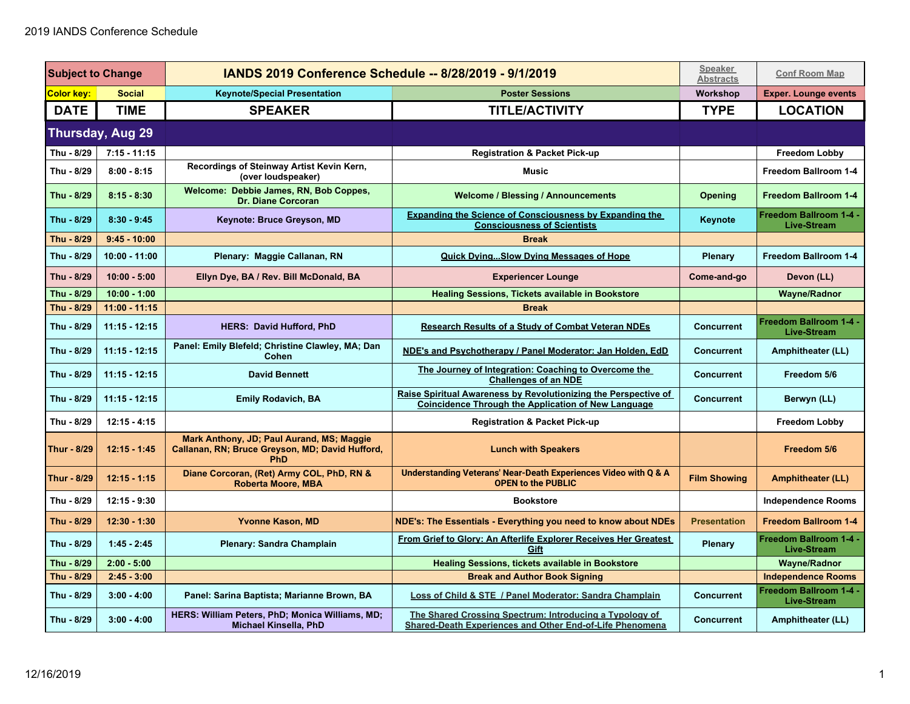| Subject to Change | | IANDS 2019 Conference Schedule -- 8/28/2019 - 9/1/2019 | | Speaker Abstracts | Conf Room Map |
|---|---|---|---|---|---|
| Color key: | Social | Keynote/Special Presentation | Poster Sessions | Workshop | Exper. Lounge events |
| **DATE** | **TIME** | **SPEAKER** | **TITLE/ACTIVITY** | **TYPE** | **LOCATION** |
| **Thursday, Aug 29** | | | | | |
| Thu - 8/29 | 7:15 - 11:15 | | Registration & Packet Pick-up | | Freedom Lobby |
| Thu - 8/29 | 8:00 - 8:15 | Recordings of Steinway Artist Kevin Kern, (over loudspeaker) | Music | | Freedom Ballroom 1-4 |
| Thu - 8/29 | 8:15 - 8:30 | Welcome: Debbie James, RN, Bob Coppes, Dr. Diane Corcoran | Welcome / Blessing / Announcements | Opening | Freedom Ballroom 1-4 |
| Thu - 8/29 | 8:30 - 9:45 | Keynote: Bruce Greyson, MD | Expanding the Science of Consciousness by Expanding the Consciousness of Scientists | Keynote | Freedom Ballroom 1-4 - Live-Stream |
| Thu - 8/29 | 9:45 - 10:00 | | Break | | |
| Thu - 8/29 | 10:00 - 11:00 | Plenary: Maggie Callanan, RN | Quick Dying...Slow Dying Messages of Hope | Plenary | Freedom Ballroom 1-4 |
| Thu - 8/29 | 10:00 - 5:00 | Ellyn Dye, BA / Rev. Bill McDonald, BA | Experiencer Lounge | Come-and-go | Devon (LL) |
| Thu - 8/29 | 10:00 - 1:00 | | Healing Sessions, Tickets available in Bookstore | | Wayne/Radnor |
| Thu - 8/29 | 11:00 - 11:15 | | Break | | |
| Thu - 8/29 | 11:15 - 12:15 | HERS: David Hufford, PhD | Research Results of a Study of Combat Veteran NDEs | Concurrent | Freedom Ballroom 1-4 - Live-Stream |
| Thu - 8/29 | 11:15 - 12:15 | Panel: Emily Blefeld; Christine Clawley, MA; Dan Cohen | NDE's and Psychotherapy / Panel Moderator: Jan Holden, EdD | Concurrent | Amphitheater (LL) |
| Thu - 8/29 | 11:15 - 12:15 | David Bennett | The Journey of Integration: Coaching to Overcome the Challenges of an NDE | Concurrent | Freedom 5/6 |
| Thu - 8/29 | 11:15 - 12:15 | Emily Rodavich, BA | Raise Spiritual Awareness by Revolutionizing the Perspective of Coincidence Through the Application of New Language | Concurrent | Berwyn (LL) |
| Thu - 8/29 | 12:15 - 4:15 | | Registration & Packet Pick-up | | Freedom Lobby |
| Thur - 8/29 | 12:15 - 1:45 | Mark Anthony, JD; Paul Aurand, MS; Maggie Callanan, RN; Bruce Greyson, MD; David Hufford, PhD | Lunch with Speakers | | Freedom 5/6 |
| Thur - 8/29 | 12:15 - 1:15 | Diane Corcoran, (Ret) Army COL, PhD, RN & Roberta Moore, MBA | Understanding Veterans' Near-Death Experiences Video with Q & A OPEN to the PUBLIC | Film Showing | Amphitheater (LL) |
| Thu - 8/29 | 12:15 - 9:30 | | Bookstore | | Independence Rooms |
| Thu - 8/29 | 12:30 - 1:30 | Yvonne Kason, MD | NDE's: The Essentials - Everything you need to know about NDEs | Presentation | Freedom Ballroom 1-4 |
| Thu - 8/29 | 1:45 - 2:45 | Plenary: Sandra Champlain | From Grief to Glory: An Afterlife Explorer Receives Her Greatest Gift | Plenary | Freedom Ballroom 1-4 - Live-Stream |
| Thu - 8/29 | 2:00 - 5:00 | | Healing Sessions, tickets available in Bookstore | | Wayne/Radnor |
| Thu - 8/29 | 2:45 - 3:00 | | Break and Author Book Signing | | Independence Rooms |
| Thu - 8/29 | 3:00 - 4:00 | Panel: Sarina Baptista; Marianne Brown, BA | Loss of Child & STE / Panel Moderator: Sandra Champlain | Concurrent | Freedom Ballroom 1-4 - Live-Stream |
| Thu - 8/29 | 3:00 - 4:00 | HERS: William Peters, PhD; Monica Williams, MD; Michael Kinsella, PhD | The Shared Crossing Spectrum: Introducing a Typology of Shared-Death Experiences and Other End-of-Life Phenomena | Concurrent | Amphitheater (LL) |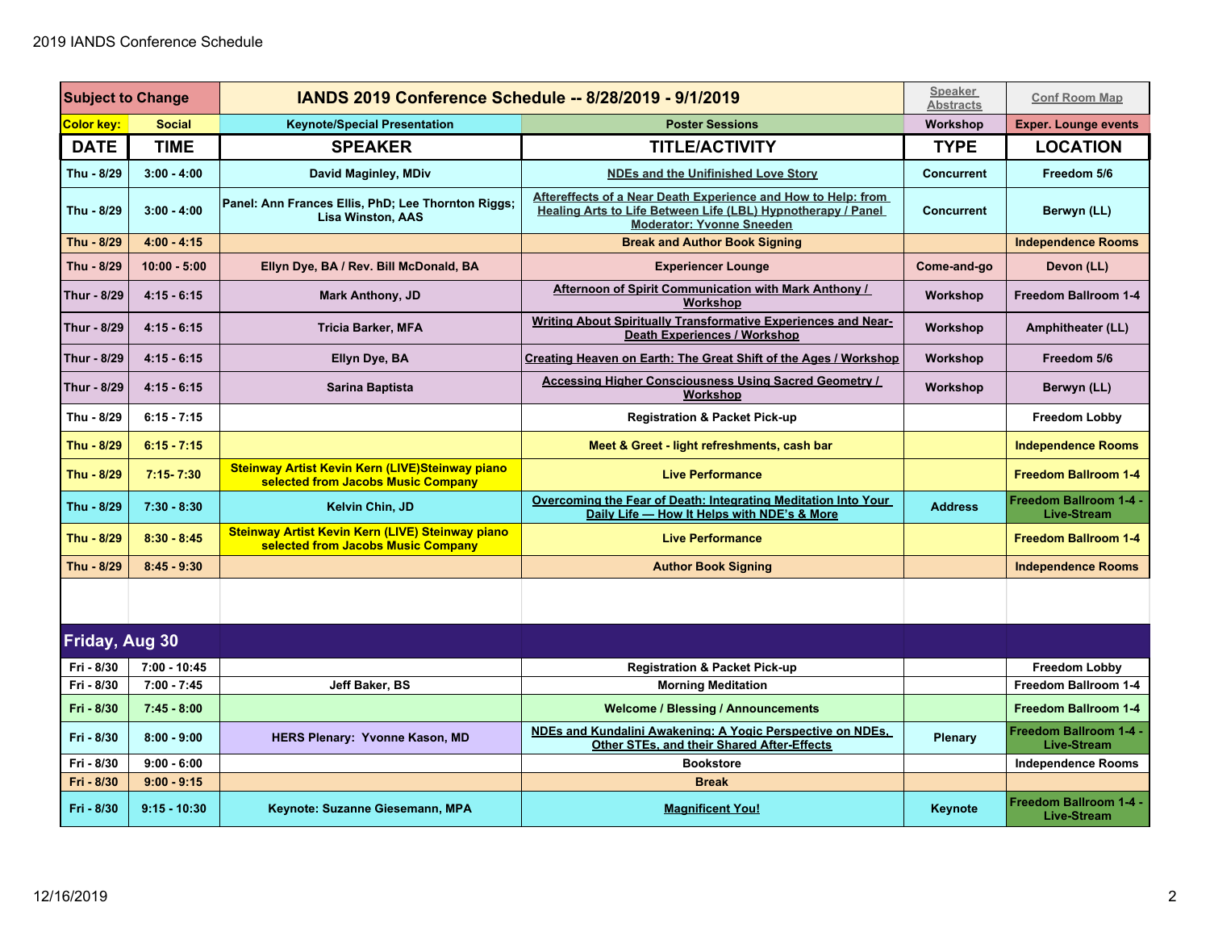| Subject to Change | IANDS 2019 Conference Schedule -- 8/28/2019 - 9/1/2019 | | | Speaker Abstracts | Conf Room Map |
|---|---|---|---|---|---|
| Color key: | Social | Keynote/Special Presentation | Poster Sessions | Workshop | Exper. Lounge events |
| **DATE** | **TIME** | **SPEAKER** | **TITLE/ACTIVITY** | **TYPE** | **LOCATION** |
| Thu - 8/29 | 3:00 - 4:00 | David Maginley, MDiv | NDEs and the Unifinished Love Story | Concurrent | Freedom 5/6 |
| Thu - 8/29 | 3:00 - 4:00 | Panel: Ann Frances Ellis, PhD; Lee Thornton Riggs; Lisa Winston, AAS | Aftereffects of a Near Death Experience and How to Help: from Healing Arts to Life Between Life (LBL) Hypnotherapy / Panel Moderator: Yvonne Sneeden | Concurrent | Berwyn (LL) |
| Thu - 8/29 | 4:00 - 4:15 | | Break and Author Book Signing | | Independence Rooms |
| Thu - 8/29 | 10:00 - 5:00 | Ellyn Dye, BA / Rev. Bill McDonald, BA | Experiencer Lounge | Come-and-go | Devon (LL) |
| Thur - 8/29 | 4:15 - 6:15 | Mark Anthony, JD | Afternoon of Spirit Communication with Mark Anthony / Workshop | Workshop | Freedom Ballroom 1-4 |
| Thur - 8/29 | 4:15 - 6:15 | Tricia Barker, MFA | Writing About Spiritually Transformative Experiences and Near-Death Experiences / Workshop | Workshop | Amphitheater (LL) |
| Thur - 8/29 | 4:15 - 6:15 | Ellyn Dye, BA | Creating Heaven on Earth: The Great Shift of the Ages / Workshop | Workshop | Freedom 5/6 |
| Thur - 8/29 | 4:15 - 6:15 | Sarina Baptista | Accessing Higher Consciousness Using Sacred Geometry / Workshop | Workshop | Berwyn (LL) |
| Thu - 8/29 | 6:15 - 7:15 | | Registration & Packet Pick-up | | Freedom Lobby |
| Thu - 8/29 | 6:15 - 7:15 | | Meet & Greet - light refreshments, cash bar | | Independence Rooms |
| Thu - 8/29 | 7:15- 7:30 | Steinway Artist Kevin Kern (LIVE)Steinway piano selected from Jacobs Music Company | Live Performance | | Freedom Ballroom 1-4 |
| Thu - 8/29 | 7:30 - 8:30 | Kelvin Chin, JD | Overcoming the Fear of Death: Integrating Meditation Into Your Daily Life — How It Helps with NDE's & More | Address | Freedom Ballroom 1-4 - Live-Stream |
| Thu - 8/29 | 8:30 - 8:45 | Steinway Artist Kevin Kern (LIVE) Steinway piano selected from Jacobs Music Company | Live Performance | | Freedom Ballroom 1-4 |
| Thu - 8/29 | 8:45 - 9:30 | | Author Book Signing | | Independence Rooms |
| | | | | | |
| **Friday, Aug 30** | | | | | |
| Fri - 8/30 | 7:00 - 10:45 | | Registration & Packet Pick-up | | Freedom Lobby |
| Fri - 8/30 | 7:00 - 7:45 | Jeff Baker, BS | Morning Meditation | | Freedom Ballroom 1-4 |
| Fri - 8/30 | 7:45 - 8:00 | | Welcome / Blessing / Announcements | | Freedom Ballroom 1-4 |
| Fri - 8/30 | 8:00 - 9:00 | HERS Plenary: Yvonne Kason, MD | NDEs and Kundalini Awakening: A Yogic Perspective on NDEs, Other STEs, and their Shared After-Effects | Plenary | Freedom Ballroom 1-4 - Live-Stream |
| Fri - 8/30 | 9:00 - 6:00 | | Bookstore | | Independence Rooms |
| Fri - 8/30 | 9:00 - 9:15 | | Break | | |
| Fri - 8/30 | 9:15 - 10:30 | Keynote: Suzanne Giesemann, MPA | Magnificent You! | Keynote | Freedom Ballroom 1-4 - Live-Stream |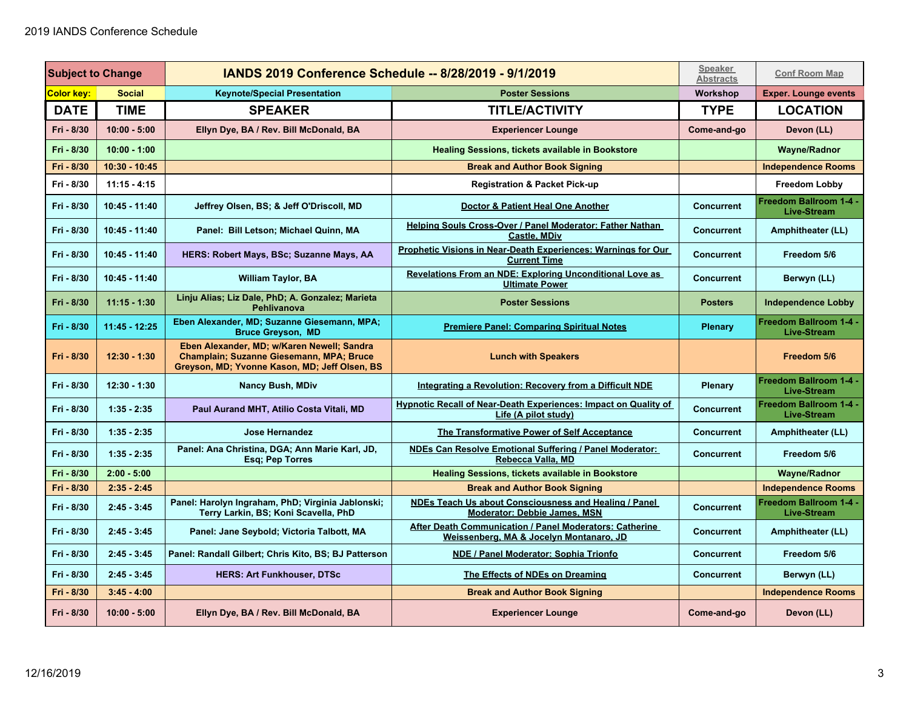| Subject to Change | | IANDS 2019 Conference Schedule -- 8/28/2019 - 9/1/2019 | | Speaker Abstracts | Conf Room Map |
|---|---|---|---|---|---|
| Color key: | Social | Keynote/Special Presentation | Poster Sessions | Workshop | Exper. Lounge events |
| **DATE** | **TIME** | **SPEAKER** | **TITLE/ACTIVITY** | **TYPE** | **LOCATION** |
| Fri - 8/30 | 10:00 - 5:00 | Ellyn Dye, BA / Rev. Bill McDonald, BA | Experiencer Lounge | Come-and-go | Devon (LL) |
| Fri - 8/30 | 10:00 - 1:00 | | Healing Sessions, tickets available in Bookstore | | Wayne/Radnor |
| Fri - 8/30 | 10:30 - 10:45 | | Break and Author Book Signing | | Independence Rooms |
| Fri - 8/30 | 11:15 - 4:15 | | Registration & Packet Pick-up | | Freedom Lobby |
| Fri - 8/30 | 10:45 - 11:40 | Jeffrey Olsen, BS; & Jeff O'Driscoll, MD | Doctor & Patient Heal One Another | Concurrent | Freedom Ballroom 1-4 - Live-Stream |
| Fri - 8/30 | 10:45 - 11:40 | Panel: Bill Letson; Michael Quinn, MA | Helping Souls Cross-Over / Panel Moderator: Father Nathan Castle, MDiv | Concurrent | Amphitheater (LL) |
| Fri - 8/30 | 10:45 - 11:40 | HERS: Robert Mays, BSc; Suzanne Mays, AA | Prophetic Visions in Near-Death Experiences: Warnings for Our Current Time | Concurrent | Freedom 5/6 |
| Fri - 8/30 | 10:45 - 11:40 | William Taylor, BA | Revelations From an NDE: Exploring Unconditional Love as Ultimate Power | Concurrent | Berwyn (LL) |
| Fri - 8/30 | 11:15 - 1:30 | Linju Alias; Liz Dale, PhD; A. Gonzalez; Marieta Pehlivanova | Poster Sessions | Posters | Independence Lobby |
| Fri - 8/30 | 11:45 - 12:25 | Eben Alexander, MD; Suzanne Giesemann, MPA; Bruce Greyson, MD | Premiere Panel: Comparing Spiritual Notes | Plenary | Freedom Ballroom 1-4 - Live-Stream |
| Fri - 8/30 | 12:30 - 1:30 | Eben Alexander, MD; w/Karen Newell; Sandra Champlain; Suzanne Giesemann, MPA; Bruce Greyson, MD; Yvonne Kason, MD; Jeff Olsen, BS | Lunch with Speakers | | Freedom 5/6 |
| Fri - 8/30 | 12:30 - 1:30 | Nancy Bush, MDiv | Integrating a Revolution: Recovery from a Difficult NDE | Plenary | Freedom Ballroom 1-4 - Live-Stream |
| Fri - 8/30 | 1:35 - 2:35 | Paul Aurand MHT, Atilio Costa Vitali, MD | Hypnotic Recall of Near-Death Experiences: Impact on Quality of Life (A pilot study) | Concurrent | Freedom Ballroom 1-4 - Live-Stream |
| Fri - 8/30 | 1:35 - 2:35 | Jose Hernandez | The Transformative Power of Self Acceptance | Concurrent | Amphitheater (LL) |
| Fri - 8/30 | 1:35 - 2:35 | Panel: Ana Christina, DGA; Ann Marie Karl, JD, Esq; Pep Torres | NDEs Can Resolve Emotional Suffering / Panel Moderator: Rebecca Valla, MD | Concurrent | Freedom 5/6 |
| Fri - 8/30 | 2:00 - 5:00 | | Healing Sessions, tickets available in Bookstore | | Wayne/Radnor |
| Fri - 8/30 | 2:35 - 2:45 | | Break and Author Book Signing | | Independence Rooms |
| Fri - 8/30 | 2:45 - 3:45 | Panel: Harolyn Ingraham, PhD; Virginia Jablonski; Terry Larkin, BS; Koni Scavella, PhD | NDEs Teach Us about Consciousness and Healing / Panel Moderator: Debbie James, MSN | Concurrent | Freedom Ballroom 1-4 - Live-Stream |
| Fri - 8/30 | 2:45 - 3:45 | Panel: Jane Seybold; Victoria Talbott, MA | After Death Communication / Panel Moderators: Catherine Weissenberg, MA & Jocelyn Montanaro, JD | Concurrent | Amphitheater (LL) |
| Fri - 8/30 | 2:45 - 3:45 | Panel: Randall Gilbert; Chris Kito, BS; BJ Patterson | NDE / Panel Moderator: Sophia Trionfo | Concurrent | Freedom 5/6 |
| Fri - 8/30 | 2:45 - 3:45 | HERS: Art Funkhouser, DTSc | The Effects of NDEs on Dreaming | Concurrent | Berwyn (LL) |
| Fri - 8/30 | 3:45 - 4:00 | | Break and Author Book Signing | | Independence Rooms |
| Fri - 8/30 | 10:00 - 5:00 | Ellyn Dye, BA / Rev. Bill McDonald, BA | Experiencer Lounge | Come-and-go | Devon (LL) |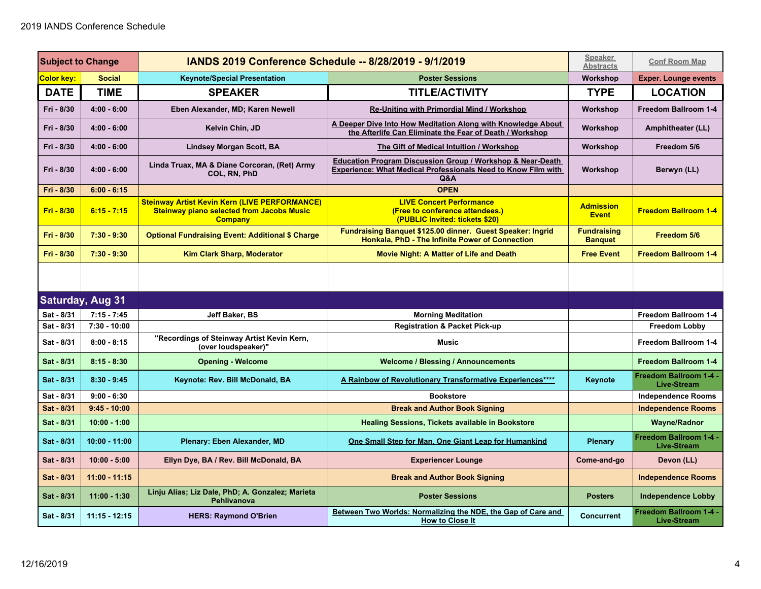| Subject to Change | | IANDS 2019 Conference Schedule -- 8/28/2019 - 9/1/2019 | | Speaker Abstracts | Conf Room Map |
|---|---|---|---|---|---|
| Color key: | Social | Keynote/Special Presentation | Poster Sessions | Workshop | Exper. Lounge events |
| **DATE** | **TIME** | **SPEAKER** | **TITLE/ACTIVITY** | **TYPE** | **LOCATION** |
| Fri - 8/30 | 4:00 - 6:00 | Eben Alexander, MD; Karen Newell | Re-Uniting with Primordial Mind / Workshop | Workshop | Freedom Ballroom 1-4 |
| Fri - 8/30 | 4:00 - 6:00 | Kelvin Chin, JD | A Deeper Dive Into How Meditation Along with Knowledge About the Afterlife Can Eliminate the Fear of Death / Workshop | Workshop | Amphitheater (LL) |
| Fri - 8/30 | 4:00 - 6:00 | Lindsey Morgan Scott, BA | The Gift of Medical Intuition / Workshop | Workshop | Freedom 5/6 |
| Fri - 8/30 | 4:00 - 6:00 | Linda Truax, MA & Diane Corcoran, (Ret) Army COL, RN, PhD | Education Program Discussion Group / Workshop & Near-Death Experience: What Medical Professionals Need to Know Film with Q&A | Workshop | Berwyn (LL) |
| Fri - 8/30 | 6:00 - 6:15 | | OPEN | | |
| Fri - 8/30 | 6:15 - 7:15 | Steinway Artist Kevin Kern (LIVE PERFORMANCE) Steinway piano selected from Jacobs Music Company | LIVE Concert Performance (Free to conference attendees.) (PUBLIC Invited: tickets $20) | Admission Event | Freedom Ballroom 1-4 |
| Fri - 8/30 | 7:30 - 9:30 | Optional Fundraising Event: Additional $ Charge | Fundraising Banquet $125.00 dinner. Guest Speaker: Ingrid Honkala, PhD - The Infinite Power of Connection | Fundraising Banquet | Freedom 5/6 |
| Fri - 8/30 | 7:30 - 9:30 | Kim Clark Sharp, Moderator | Movie Night: A Matter of Life and Death | Free Event | Freedom Ballroom 1-4 |
| | | | | | |
| **Saturday, Aug 31** | | | | | |
| Sat - 8/31 | 7:15 - 7:45 | Jeff Baker, BS | Morning Meditation | | Freedom Ballroom 1-4 |
| Sat - 8/31 | 7:30 - 10:00 | | Registration & Packet Pick-up | | Freedom Lobby |
| Sat - 8/31 | 8:00 - 8:15 | "Recordings of Steinway Artist Kevin Kern, (over loudspeaker)" | Music | | Freedom Ballroom 1-4 |
| Sat - 8/31 | 8:15 - 8:30 | Opening - Welcome | Welcome / Blessing / Announcements | | Freedom Ballroom 1-4 |
| Sat - 8/31 | 8:30 - 9:45 | Keynote: Rev. Bill McDonald, BA | A Rainbow of Revolutionary Transformative Experiences**** | Keynote | Freedom Ballroom 1-4 - Live-Stream |
| Sat - 8/31 | 9:00 - 6:30 | | Bookstore | | Independence Rooms |
| Sat - 8/31 | 9:45 - 10:00 | | Break and Author Book Signing | | Independence Rooms |
| Sat - 8/31 | 10:00 - 1:00 | | Healing Sessions, Tickets available in Bookstore | | Wayne/Radnor |
| Sat - 8/31 | 10:00 - 11:00 | Plenary: Eben Alexander, MD | One Small Step for Man, One Giant Leap for Humankind | Plenary | Freedom Ballroom 1-4 - Live-Stream |
| Sat - 8/31 | 10:00 - 5:00 | Ellyn Dye, BA / Rev. Bill McDonald, BA | Experiencer Lounge | Come-and-go | Devon (LL) |
| Sat - 8/31 | 11:00 - 11:15 | | Break and Author Book Signing | | Independence Rooms |
| Sat - 8/31 | 11:00 - 1:30 | Linju Alias; Liz Dale, PhD; A. Gonzalez; Marieta Pehlivanova | Poster Sessions | Posters | Independence Lobby |
| Sat - 8/31 | 11:15 - 12:15 | HERS: Raymond O'Brien | Between Two Worlds: Normalizing the NDE, the Gap of Care and How to Close It | Concurrent | Freedom Ballroom 1-4 - Live-Stream |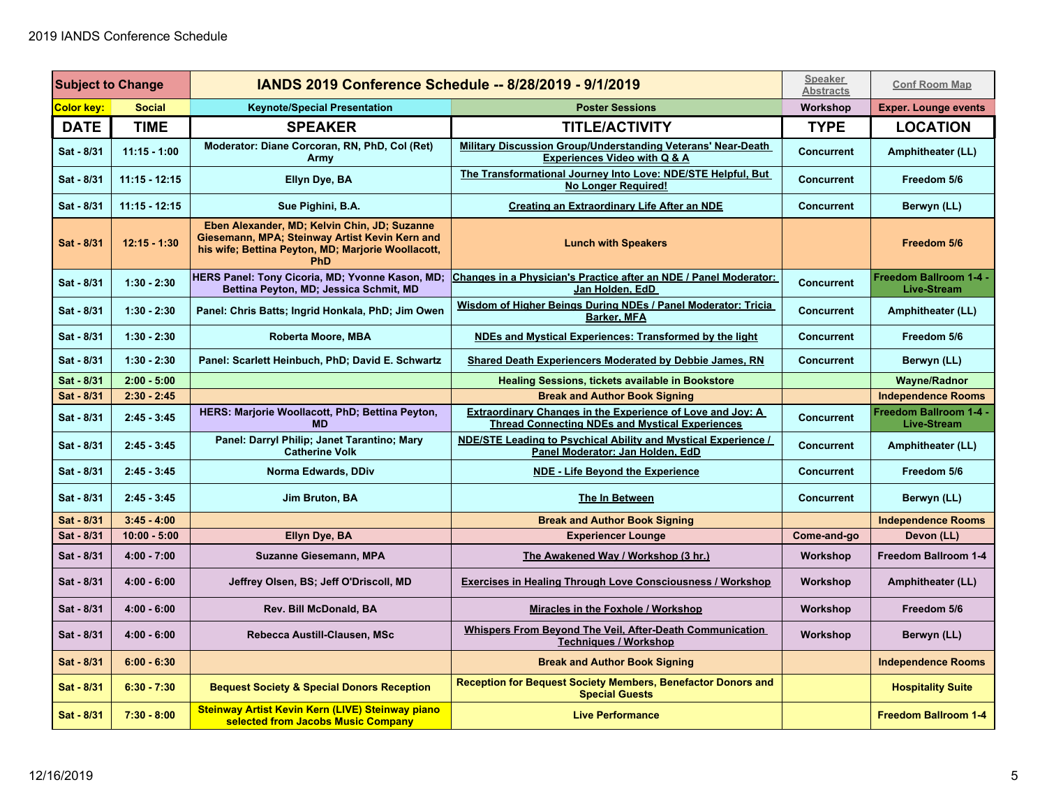| Subject to Change | IANDS 2019 Conference Schedule -- 8/28/2019 - 9/1/2019 | | | Speaker Abstracts | Conf Room Map |
|---|---|---|---|---|---|
| Color key: | Social | Keynote/Special Presentation | Poster Sessions | Workshop | Exper. Lounge events |
| **DATE** | **TIME** | **SPEAKER** | **TITLE/ACTIVITY** | **TYPE** | **LOCATION** |
| Sat - 8/31 | 11:15 - 1:00 | Moderator: Diane Corcoran, RN, PhD, Col (Ret) Army | Military Discussion Group/Understanding Veterans' Near-Death Experiences Video with Q & A | Concurrent | Amphitheater (LL) |
| Sat - 8/31 | 11:15 - 12:15 | Ellyn Dye, BA | The Transformational Journey Into Love: NDE/STE Helpful, But No Longer Required! | Concurrent | Freedom 5/6 |
| Sat - 8/31 | 11:15 - 12:15 | Sue Pighini, B.A. | Creating an Extraordinary Life After an NDE | Concurrent | Berwyn (LL) |
| Sat - 8/31 | 12:15 - 1:30 | Eben Alexander, MD; Kelvin Chin, JD; Suzanne Giesemann, MPA; Steinway Artist Kevin Kern and his wife; Bettina Peyton, MD; Marjorie Woollacott, PhD | Lunch with Speakers | | Freedom 5/6 |
| Sat - 8/31 | 1:30 - 2:30 | HERS Panel: Tony Cicoria, MD; Yvonne Kason, MD; Bettina Peyton, MD; Jessica Schmit, MD | Changes in a Physician's Practice after an NDE / Panel Moderator: Jan Holden, EdD | Concurrent | Freedom Ballroom 1-4 - Live-Stream |
| Sat - 8/31 | 1:30 - 2:30 | Panel: Chris Batts; Ingrid Honkala, PhD; Jim Owen | Wisdom of Higher Beings During NDEs / Panel Moderator: Tricia Barker, MFA | Concurrent | Amphitheater (LL) |
| Sat - 8/31 | 1:30 - 2:30 | Roberta Moore, MBA | NDEs and Mystical Experiences: Transformed by the light | Concurrent | Freedom 5/6 |
| Sat - 8/31 | 1:30 - 2:30 | Panel: Scarlett Heinbuch, PhD; David E. Schwartz | Shared Death Experiencers Moderated by Debbie James, RN | Concurrent | Berwyn (LL) |
| Sat - 8/31 | 2:00 - 5:00 | | Healing Sessions, tickets available in Bookstore | | Wayne/Radnor |
| Sat - 8/31 | 2:30 - 2:45 | | Break and Author Book Signing | | Independence Rooms |
| Sat - 8/31 | 2:45 - 3:45 | HERS: Marjorie Woollacott, PhD; Bettina Peyton, MD | Extraordinary Changes in the Experience of Love and Joy: A Thread Connecting NDEs and Mystical Experiences | Concurrent | Freedom Ballroom 1-4 - Live-Stream |
| Sat - 8/31 | 2:45 - 3:45 | Panel: Darryl Philip; Janet Tarantino; Mary Catherine Volk | NDE/STE Leading to Psychical Ability and Mystical Experience / Panel Moderator: Jan Holden, EdD | Concurrent | Amphitheater (LL) |
| Sat - 8/31 | 2:45 - 3:45 | Norma Edwards, DDiv | NDE - Life Beyond the Experience | Concurrent | Freedom 5/6 |
| Sat - 8/31 | 2:45 - 3:45 | Jim Bruton, BA | The In Between | Concurrent | Berwyn (LL) |
| Sat - 8/31 | 3:45 - 4:00 | | Break and Author Book Signing | | Independence Rooms |
| Sat - 8/31 | 10:00 - 5:00 | Ellyn Dye, BA | Experiencer Lounge | Come-and-go | Devon (LL) |
| Sat - 8/31 | 4:00 - 7:00 | Suzanne Giesemann, MPA | The Awakened Way / Workshop (3 hr.) | Workshop | Freedom Ballroom 1-4 |
| Sat - 8/31 | 4:00 - 6:00 | Jeffrey Olsen, BS; Jeff O'Driscoll, MD | Exercises in Healing Through Love Consciousness / Workshop | Workshop | Amphitheater (LL) |
| Sat - 8/31 | 4:00 - 6:00 | Rev. Bill McDonald, BA | Miracles in the Foxhole / Workshop | Workshop | Freedom 5/6 |
| Sat - 8/31 | 4:00 - 6:00 | Rebecca Austill-Clausen, MSc | Whispers From Beyond The Veil, After-Death Communication Techniques / Workshop | Workshop | Berwyn (LL) |
| Sat - 8/31 | 6:00 - 6:30 | | Break and Author Book Signing | | Independence Rooms |
| Sat - 8/31 | 6:30 - 7:30 | Bequest Society & Special Donors Reception | Reception for Bequest Society Members, Benefactor Donors and Special Guests | | Hospitality Suite |
| Sat - 8/31 | 7:30 - 8:00 | Steinway Artist Kevin Kern (LIVE) Steinway piano selected from Jacobs Music Company | Live Performance | | Freedom Ballroom 1-4 |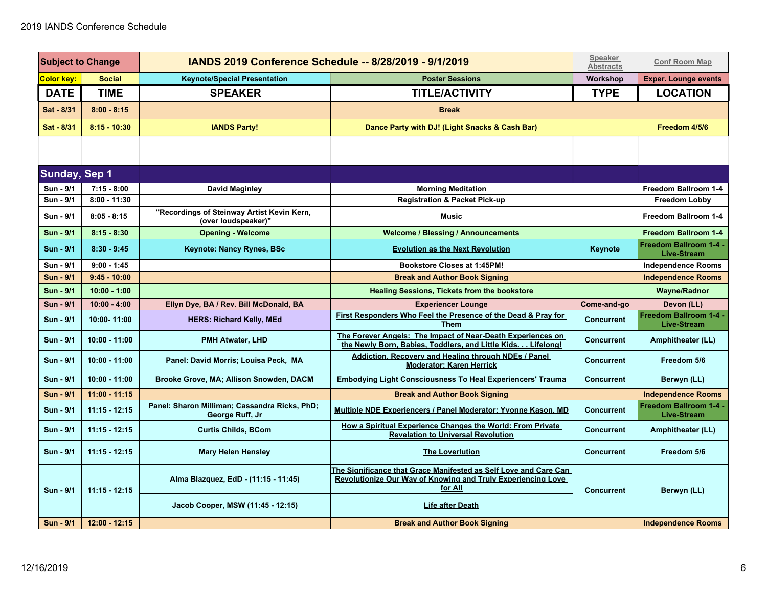| Subject to Change | | IANDS 2019 Conference Schedule -- 8/28/2019 - 9/1/2019 | | Speaker Abstracts | Conf Room Map |
|---|---|---|---|---|---|
| Color key: | Social | Keynote/Special Presentation | Poster Sessions | Workshop | Exper. Lounge events |
| **DATE** | **TIME** | **SPEAKER** | **TITLE/ACTIVITY** | **TYPE** | **LOCATION** |
| Sat - 8/31 | 8:00 - 8:15 | | Break | | |
| Sat - 8/31 | 8:15 - 10:30 | IANDS Party! | Dance Party with DJ! (Light Snacks & Cash Bar) | | Freedom 4/5/6 |
| | | | | | |
| **Sunday, Sep 1** | | | | | |
| Sun - 9/1 | 7:15 - 8:00 | David Maginley | Morning Meditation | | Freedom Ballroom 1-4 |
| Sun - 9/1 | 8:00 - 11:30 | | Registration & Packet Pick-up | | Freedom Lobby |
| Sun - 9/1 | 8:05 - 8:15 | "Recordings of Steinway Artist Kevin Kern, (over loudspeaker)" | Music | | Freedom Ballroom 1-4 |
| Sun - 9/1 | 8:15 - 8:30 | Opening - Welcome | Welcome / Blessing / Announcements | | Freedom Ballroom 1-4 |
| Sun - 9/1 | 8:30 - 9:45 | Keynote: Nancy Rynes, BSc | Evolution as the Next Revolution | Keynote | Freedom Ballroom 1-4 - Live-Stream |
| Sun - 9/1 | 9:00 - 1:45 | | Bookstore Closes at 1:45PM! | | Independence Rooms |
| Sun - 9/1 | 9:45 - 10:00 | | Break and Author Book Signing | | Independence Rooms |
| Sun - 9/1 | 10:00 - 1:00 | | Healing Sessions, Tickets from the bookstore | | Wayne/Radnor |
| Sun - 9/1 | 10:00 - 4:00 | Ellyn Dye, BA / Rev. Bill McDonald, BA | Experiencer Lounge | Come-and-go | Devon (LL) |
| Sun - 9/1 | 10:00- 11:00 | HERS: Richard Kelly, MEd | First Responders Who Feel the Presence of the Dead & Pray for Them | Concurrent | Freedom Ballroom 1-4 - Live-Stream |
| Sun - 9/1 | 10:00 - 11:00 | PMH Atwater, LHD | The Forever Angels: The Impact of Near-Death Experiences on the Newly Born, Babies, Toddlers, and Little Kids. . . Lifelong! | Concurrent | Amphitheater (LL) |
| Sun - 9/1 | 10:00 - 11:00 | Panel: David Morris; Louisa Peck, MA | Addiction, Recovery and Healing through NDEs / Panel Moderator: Karen Herrick | Concurrent | Freedom 5/6 |
| Sun - 9/1 | 10:00 - 11:00 | Brooke Grove, MA; Allison Snowden, DACM | Embodying Light Consciousness To Heal Experiencers' Trauma | Concurrent | Berwyn (LL) |
| Sun - 9/1 | 11:00 - 11:15 | | Break and Author Book Signing | | Independence Rooms |
| Sun - 9/1 | 11:15 - 12:15 | Panel: Sharon Milliman; Cassandra Ricks, PhD; George Ruff, Jr | Multiple NDE Experiencers / Panel Moderator: Yvonne Kason, MD | Concurrent | Freedom Ballroom 1-4 - Live-Stream |
| Sun - 9/1 | 11:15 - 12:15 | Curtis Childs, BCom | How a Spiritual Experience Changes the World: From Private Revelation to Universal Revolution | Concurrent | Amphitheater (LL) |
| Sun - 9/1 | 11:15 - 12:15 | Mary Helen Hensley | The Loverlution | Concurrent | Freedom 5/6 |
| Sun - 9/1 | 11:15 - 12:15 | Alma Blazquez, EdD - (11:15 - 11:45) | The Significance that Grace Manifested as Self Love and Care Can Revolutionize Our Way of Knowing and Truly Experiencing Love for All | Concurrent | Berwyn (LL) |
| | | Jacob Cooper, MSW (11:45 - 12:15) | Life after Death | | |
| Sun - 9/1 | 12:00 - 12:15 | | Break and Author Book Signing | | Independence Rooms |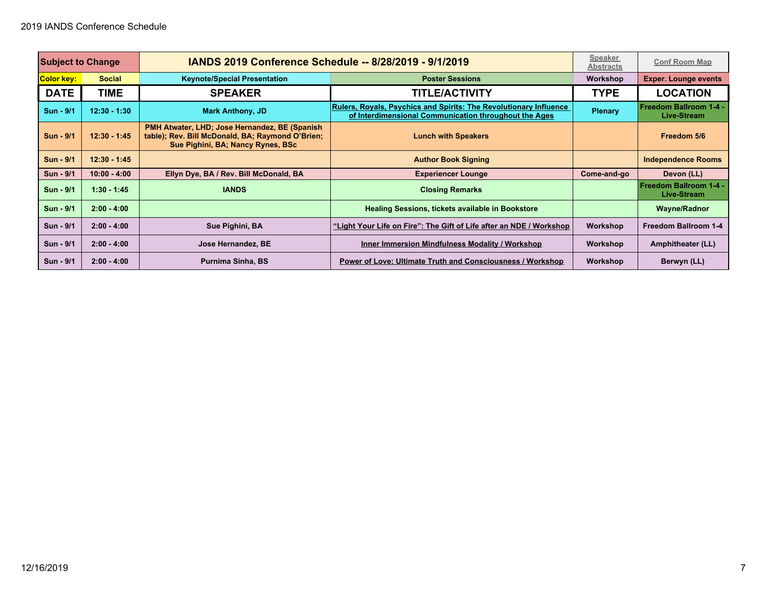| Subject to Change | | IANDS 2019 Conference Schedule -- 8/28/2019 - 9/1/2019 | | Speaker Abstracts | Conf Room Map |
|---|---|---|---|---|---|
| Color key: | Social | Keynote/Special Presentation | Poster Sessions | Workshop | Exper. Lounge events |
| **DATE** | **TIME** | **SPEAKER** | **TITLE/ACTIVITY** | **TYPE** | **LOCATION** |
| Sun - 9/1 | 12:30 - 1:30 | Mark Anthony, JD | Rulers, Royals, Psychics and Spirits: The Revolutionary Influence of Interdimensional Communication throughout the Ages | Plenary | Freedom Ballroom 1-4 - Live-Stream |
| Sun - 9/1 | 12:30 - 1:45 | PMH Atwater, LHD; Jose Hernandez, BE (Spanish table); Rev. Bill McDonald, BA; Raymond O'Brien; Sue Pighini, BA; Nancy Rynes, BSc | Lunch with Speakers | | Freedom 5/6 |
| Sun - 9/1 | 12:30 - 1:45 | | Author Book Signing | | Independence Rooms |
| Sun - 9/1 | 10:00 - 4:00 | Ellyn Dye, BA / Rev. Bill McDonald, BA | Experiencer Lounge | Come-and-go | Devon (LL) |
| Sun - 9/1 | 1:30 - 1:45 | IANDS | Closing Remarks | | Freedom Ballroom 1-4 - Live-Stream |
| Sun - 9/1 | 2:00 - 4:00 | | Healing Sessions, tickets available in Bookstore | | Wayne/Radnor |
| Sun - 9/1 | 2:00 - 4:00 | Sue Pighini, BA | "Light Your Life on Fire": The Gift of Life after an NDE / Workshop | Workshop | Freedom Ballroom 1-4 |
| Sun - 9/1 | 2:00 - 4:00 | Jose Hernandez, BE | Inner Immersion Mindfulness Modality / Workshop | Workshop | Amphitheater (LL) |
| Sun - 9/1 | 2:00 - 4:00 | Purnima Sinha, BS | Power of Love: Ultimate Truth and Consciousness / Workshop | Workshop | Berwyn (LL) |